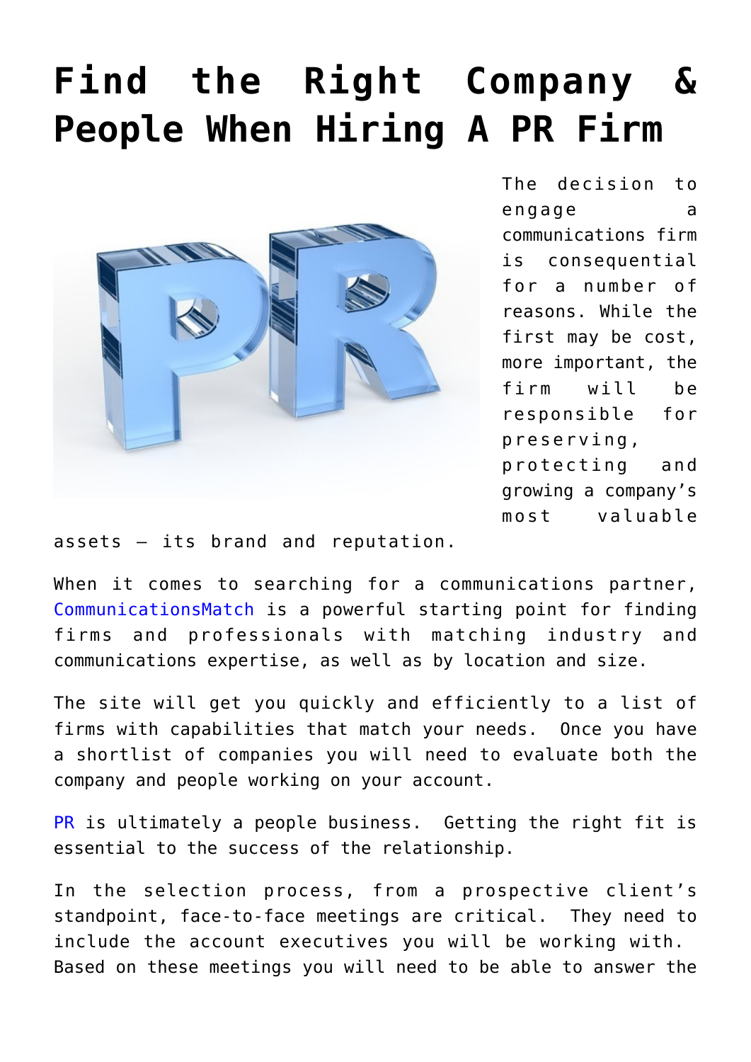# Find the Right Company & People When Hiring A PR Firm

The decision to engage a communications firm is consequential for a number of reasons. While the first may be cost, more important, the firm will be responsible for preserving, protecting and growing a company's most valuable assets – its brand and reputation.

When it comes to searching for a communications partner, CommunicationsMatch is a powerful starting point for finding firms and professionals with matching industry and communications expertise, as well as by location and size.

The site will get you quickly and efficiently to a list of firms with capabilities that match your needs. Once you have a shortlist of companies you will need to evaluate both the company and people working on your account.

PR is ultimately a people business. Getting the right fit is essential to the success of the relationship.

In the selection process, from a prospective client's standpoint, face-to-face meetings are critical. They need to include the account executives you will be working with. Based on these meetings you will need to be able to answer the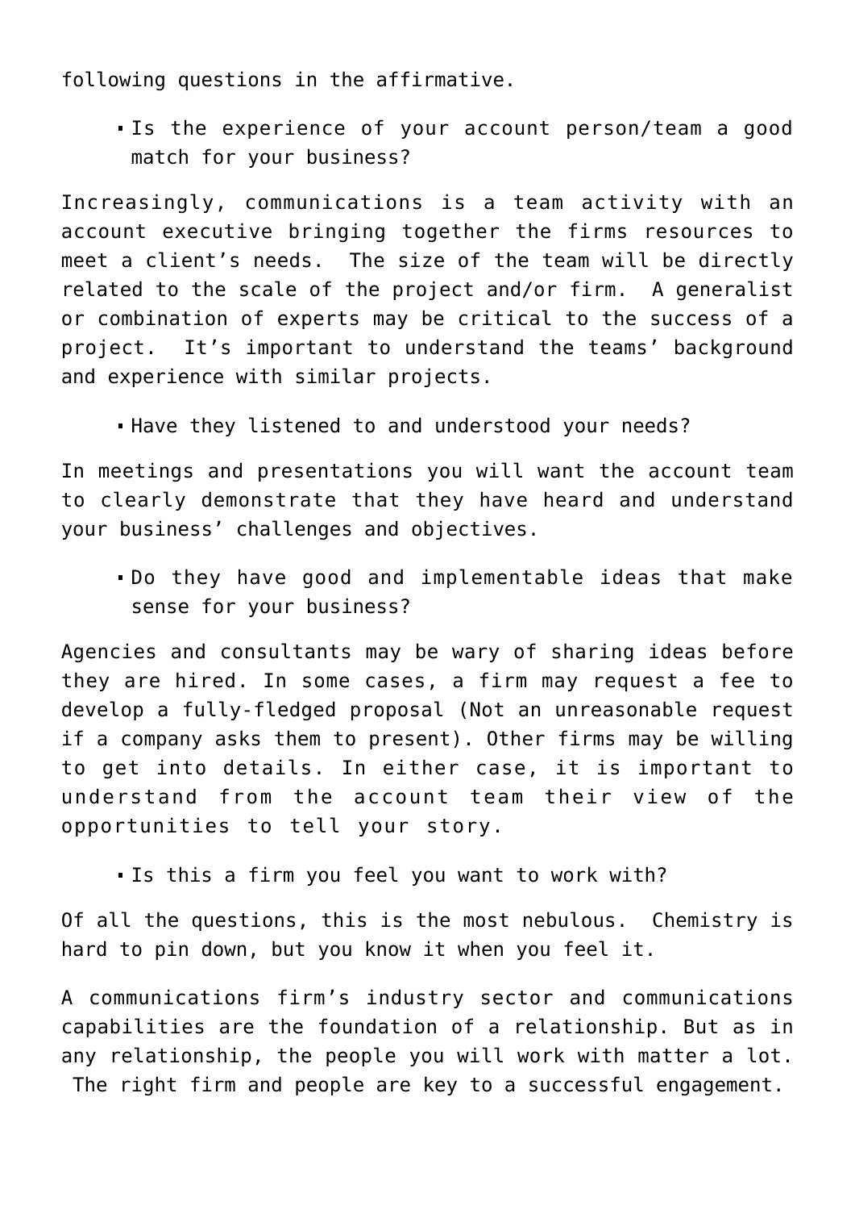following questions in the affirmative.

- Is the experience of your account person/team a good match for your business?

Increasingly, communications is a team activity with an account executive bringing together the firms resources to meet a client's needs. The size of the team will be directly related to the scale of the project and/or firm. A generalist or combination of experts may be critical to the success of a project. It's important to understand the teams' background and experience with similar projects.

- Have they listened to and understood your needs?

In meetings and presentations you will want the account team to clearly demonstrate that they have heard and understand your business' challenges and objectives.

- Do they have good and implementable ideas that make sense for your business?

Agencies and consultants may be wary of sharing ideas before they are hired. In some cases, a firm may request a fee to develop a fully-fledged proposal (Not an unreasonable request if a company asks them to present). Other firms may be willing to get into details. In either case, it is important to understand from the account team their view of the opportunities to tell your story.

- Is this a firm you feel you want to work with?

Of all the questions, this is the most nebulous. Chemistry is hard to pin down, but you know it when you feel it.

A communications firm's industry sector and communications capabilities are the foundation of a relationship. But as in any relationship, the people you will work with matter a lot. The right firm and people are key to a successful engagement.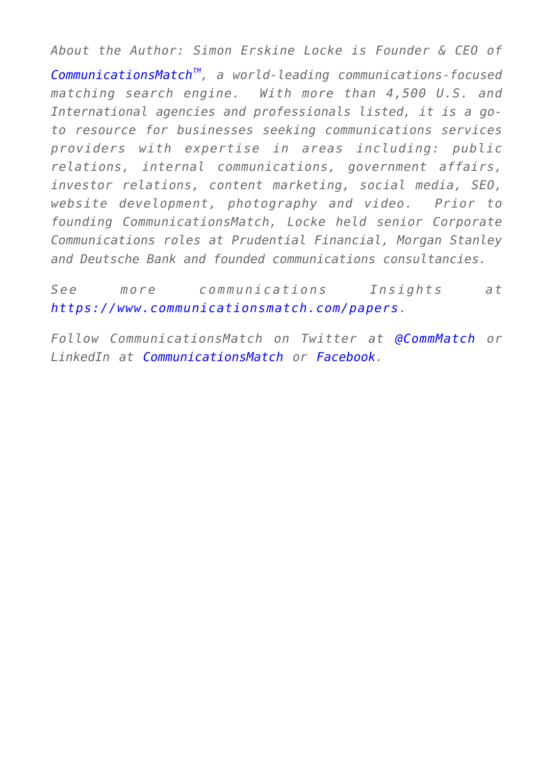*About the Author: Simon Erskine Locke is Founder & CEO of CommunicationsMatch™, a world-leading communications-focused matching search engine. With more than 4,500 U.S. and International agencies and professionals listed, it is a go-to resource for businesses seeking communications services providers with expertise in areas including: public relations, internal communications, government affairs, investor relations, content marketing, social media, SEO, website development, photography and video. Prior to founding CommunicationsMatch, Locke held senior Corporate Communications roles at Prudential Financial, Morgan Stanley and Deutsche Bank and founded communications consultancies.*

*See more communications Insights at https://www.communicationsmatch.com/papers.*

*Follow CommunicationsMatch on Twitter at @CommMatch or LinkedIn at CommunicationsMatch or Facebook.*